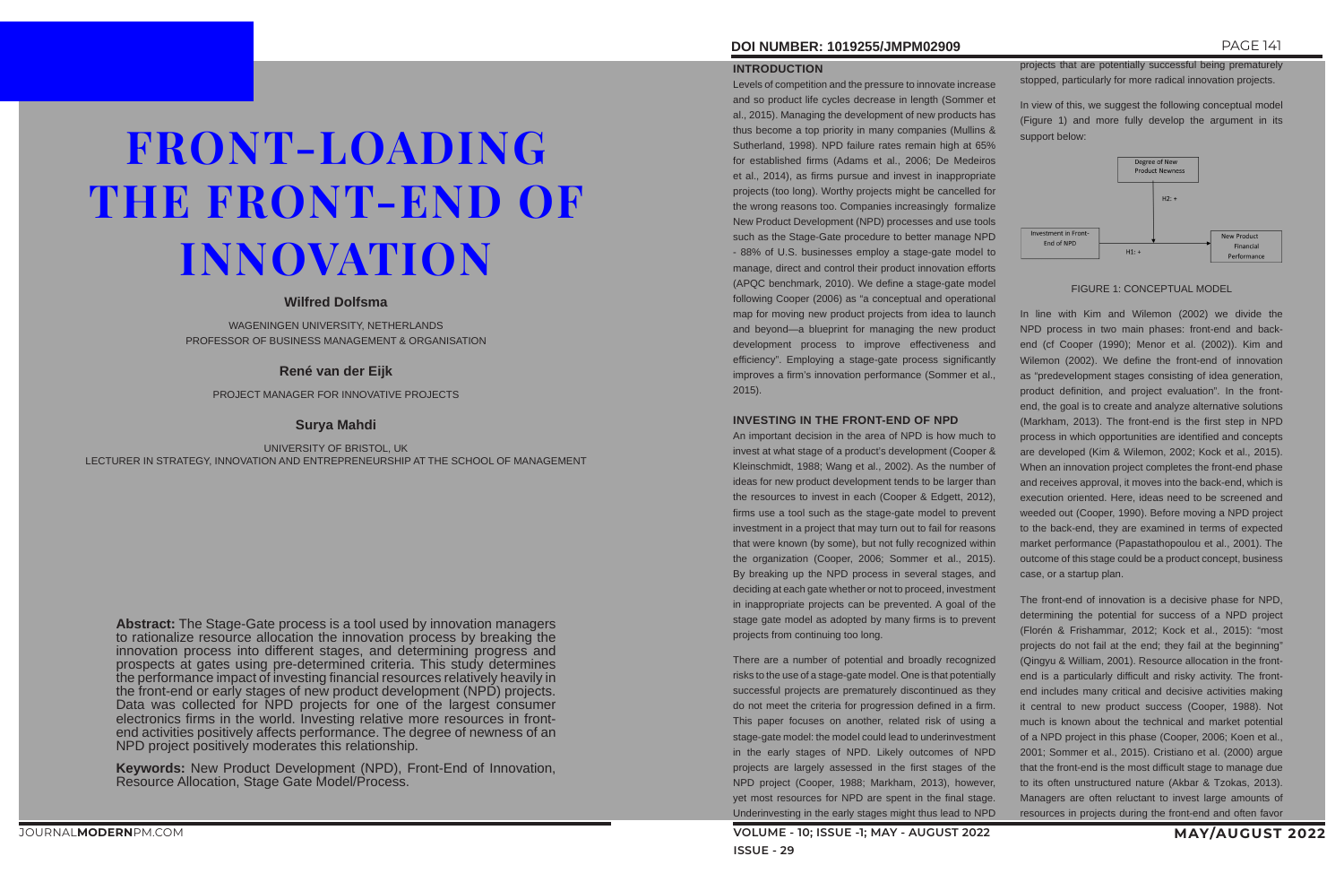# FRONT-LOADING THE FRONT-END OF INNOVATION

**Wilfred Dolfsma**

WAGENINGEN UNIVERSITY, NETHERLANDS
PROFESSOR OF BUSINESS MANAGEMENT & ORGANISATION

**René van der Eijk**

PROJECT MANAGER FOR INNOVATIVE PROJECTS

**Surya Mahdi**

UNIVERSITY OF BRISTOL, UK
LECTURER IN STRATEGY, INNOVATION AND ENTREPRENEURSHIP AT THE SCHOOL OF MANAGEMENT

**Abstract:** The Stage-Gate process is a tool used by innovation managers to rationalize resource allocation the innovation process by breaking the innovation process into different stages, and determining progress and prospects at gates using pre-determined criteria. This study determines the performance impact of investing financial resources relatively heavily in the front-end or early stages of new product development (NPD) projects. Data was collected for NPD projects for one of the largest consumer electronics firms in the world. Investing relative more resources in front-end activities positively affects performance. The degree of newness of an NPD project positively moderates this relationship.

**Keywords:** New Product Development (NPD), Front-End of Innovation, Resource Allocation, Stage Gate Model/Process.

DOI NUMBER: 1019255/JMPM02909

## INTRODUCTION

Levels of competition and the pressure to innovate increase and so product life cycles decrease in length (Sommer et al., 2015). Managing the development of new products has thus become a top priority in many companies (Mullins & Sutherland, 1998). NPD failure rates remain high at 65% for established firms (Adams et al., 2006; De Medeiros et al., 2014), as firms pursue and invest in inappropriate projects (too long). Worthy projects might be cancelled for the wrong reasons too. Companies increasingly formalize New Product Development (NPD) processes and use tools such as the Stage-Gate procedure to better manage NPD - 88% of U.S. businesses employ a stage-gate model to manage, direct and control their product innovation efforts (APQC benchmark, 2010). We define a stage-gate model following Cooper (2006) as "a conceptual and operational map for moving new product projects from idea to launch and beyond—a blueprint for managing the new product development process to improve effectiveness and efficiency". Employing a stage-gate process significantly improves a firm's innovation performance (Sommer et al., 2015).

## INVESTING IN THE FRONT-END OF NPD

An important decision in the area of NPD is how much to invest at what stage of a product's development (Cooper & Kleinschmidt, 1988; Wang et al., 2002). As the number of ideas for new product development tends to be larger than the resources to invest in each (Cooper & Edgett, 2012), firms use a tool such as the stage-gate model to prevent investment in a project that may turn out to fail for reasons that were known (by some), but not fully recognized within the organization (Cooper, 2006; Sommer et al., 2015). By breaking up the NPD process in several stages, and deciding at each gate whether or not to proceed, investment in inappropriate projects can be prevented. A goal of the stage gate model as adopted by many firms is to prevent projects from continuing too long.

There are a number of potential and broadly recognized risks to the use of a stage-gate model. One is that potentially successful projects are prematurely discontinued as they do not meet the criteria for progression defined in a firm. This paper focuses on another, related risk of using a stage-gate model: the model could lead to underinvestment in the early stages of NPD. Likely outcomes of NPD projects are largely assessed in the first stages of the NPD project (Cooper, 1988; Markham, 2013), however, yet most resources for NPD are spent in the final stage. Underinvesting in the early stages might thus lead to NPD projects that are potentially successful being prematurely stopped, particularly for more radical innovation projects.

In view of this, we suggest the following conceptual model (Figure 1) and more fully develop the argument in its support below:

FIGURE 1: CONCEPTUAL MODEL

In line with Kim and Wilemon (2002) we divide the NPD process in two main phases: front-end and back-end (cf Cooper (1990); Menor et al. (2002)). Kim and Wilemon (2002). We define the front-end of innovation as "predevelopment stages consisting of idea generation, product definition, and project evaluation". In the front-end, the goal is to create and analyze alternative solutions (Markham, 2013). The front-end is the first step in NPD process in which opportunities are identified and concepts are developed (Kim & Wilemon, 2002; Kock et al., 2015). When an innovation project completes the front-end phase and receives approval, it moves into the back-end, which is execution oriented. Here, ideas need to be screened and weeded out (Cooper, 1990). Before moving a NPD project to the back-end, they are examined in terms of expected market performance (Papastathopoulou et al., 2001). The outcome of this stage could be a product concept, business case, or a startup plan.

The front-end of innovation is a decisive phase for NPD, determining the potential for success of a NPD project (Florén & Frishammar, 2012; Kock et al., 2015): "most projects do not fail at the end; they fail at the beginning" (Qingyu & William, 2001). Resource allocation in the front-end is a particularly difficult and risky activity. The front-end includes many critical and decisive activities making it central to new product success (Cooper, 1988). Not much is known about the technical and market potential of a NPD project in this phase (Cooper, 2006; Koen et al., 2001; Sommer et al., 2015). Cristiano et al. (2000) argue that the front-end is the most difficult stage to manage due to its often unstructured nature (Akbar & Tzokas, 2013). Managers are often reluctant to invest large amounts of resources in projects during the front-end and often favor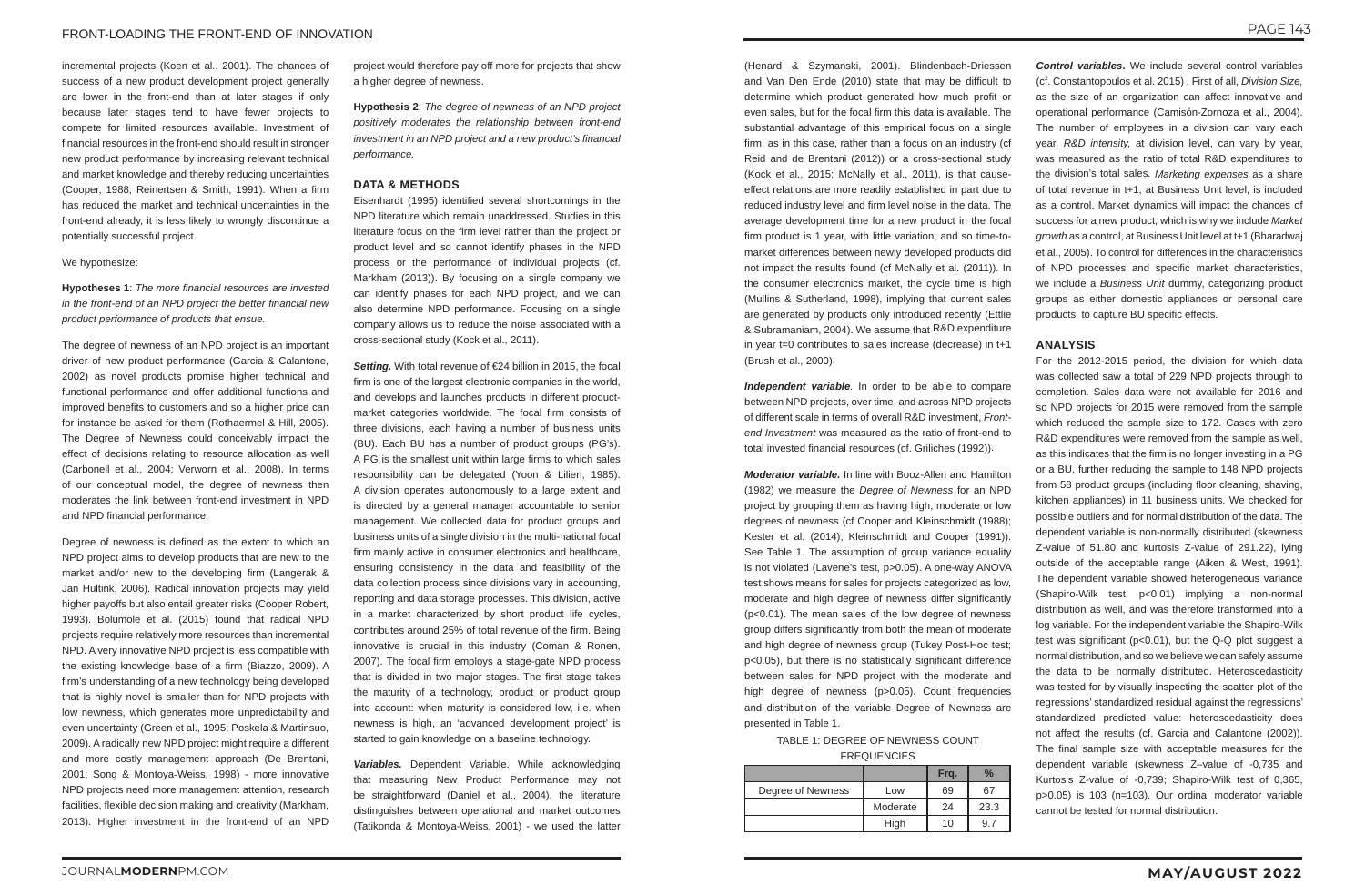incremental projects (Koen et al., 2001). The chances of success of a new product development project generally are lower in the front-end than at later stages if only because later stages tend to have fewer projects to compete for limited resources available. Investment of financial resources in the front-end should result in stronger new product performance by increasing relevant technical and market knowledge and thereby reducing uncertainties (Cooper, 1988; Reinertsen & Smith, 1991). When a firm has reduced the market and technical uncertainties in the front-end already, it is less likely to wrongly discontinue a potentially successful project.

We hypothesize:

**Hypotheses 1**: *The more financial resources are invested in the front-end of an NPD project the better financial new product performance of products that ensue.*

The degree of newness of an NPD project is an important driver of new product performance (Garcia & Calantone, 2002) as novel products promise higher technical and functional performance and offer additional functions and improved benefits to customers and so a higher price can for instance be asked for them (Rothaermel & Hill, 2005). The Degree of Newness could conceivably impact the effect of decisions relating to resource allocation as well (Carbonell et al., 2004; Verworn et al., 2008). In terms of our conceptual model, the degree of newness then moderates the link between front-end investment in NPD and NPD financial performance.

Degree of newness is defined as the extent to which an NPD project aims to develop products that are new to the market and/or new to the developing firm (Langerak & Jan Hultink, 2006). Radical innovation projects may yield higher payoffs but also entail greater risks (Cooper Robert, 1993). Bolumole et al. (2015) found that radical NPD projects require relatively more resources than incremental NPD. A very innovative NPD project is less compatible with the existing knowledge base of a firm (Biazzo, 2009). A firm's understanding of a new technology being developed that is highly novel is smaller than for NPD projects with low newness, which generates more unpredictability and even uncertainty (Green et al., 1995; Poskela & Martinsuo, 2009). A radically new NPD project might require a different and more costly management approach (De Brentani, 2001; Song & Montoya-Weiss, 1998) - more innovative NPD projects need more management attention, research facilities, flexible decision making and creativity (Markham, 2013). Higher investment in the front-end of an NPD project would therefore pay off more for projects that show a higher degree of newness.

**Hypothesis 2**: *The degree of newness of an NPD project positively moderates the relationship between front-end investment in an NPD project and a new product's financial performance.*

## DATA & METHODS

Eisenhardt (1995) identified several shortcomings in the NPD literature which remain unaddressed. Studies in this literature focus on the firm level rather than the project or product level and so cannot identify phases in the NPD process or the performance of individual projects (cf. Markham (2013)). By focusing on a single company we can identify phases for each NPD project, and we can also determine NPD performance. Focusing on a single company allows us to reduce the noise associated with a cross-sectional study (Kock et al., 2011).

***Setting.*** With total revenue of €24 billion in 2015, the focal firm is one of the largest electronic companies in the world, and develops and launches products in different product-market categories worldwide. The focal firm consists of three divisions, each having a number of business units (BU). Each BU has a number of product groups (PG's). A PG is the smallest unit within large firms to which sales responsibility can be delegated (Yoon & Lilien, 1985). A division operates autonomously to a large extent and is directed by a general manager accountable to senior management. We collected data for product groups and business units of a single division in the multi-national focal firm mainly active in consumer electronics and healthcare, ensuring consistency in the data and feasibility of the data collection process since divisions vary in accounting, reporting and data storage processes. This division, active in a market characterized by short product life cycles, contributes around 25% of total revenue of the firm. Being innovative is crucial in this industry (Coman & Ronen, 2007). The focal firm employs a stage-gate NPD process that is divided in two major stages. The first stage takes the maturity of a technology, product or product group into account: when maturity is considered low, i.e. when newness is high, an 'advanced development project' is started to gain knowledge on a baseline technology.

***Variables.*** Dependent Variable. While acknowledging that measuring New Product Performance may not be straightforward (Daniel et al., 2004), the literature distinguishes between operational and market outcomes (Tatikonda & Montoya-Weiss, 2001) - we used the latter (Henard & Szymanski, 2001). Blindenbach-Driessen and Van Den Ende (2010) state that may be difficult to determine which product generated how much profit or even sales, but for the focal firm this data is available. The substantial advantage of this empirical focus on a single firm, as in this case, rather than a focus on an industry (cf Reid and de Brentani (2012)) or a cross-sectional study (Kock et al., 2015; McNally et al., 2011), is that cause-effect relations are more readily established in part due to reduced industry level and firm level noise in the data. The average development time for a new product in the focal firm product is 1 year, with little variation, and so time-to-market differences between newly developed products did not impact the results found (cf McNally et al. (2011)). In the consumer electronics market, the cycle time is high (Mullins & Sutherland, 1998), implying that current sales are generated by products only introduced recently (Ettlie & Subramaniam, 2004). We assume that R&D expenditure in year t=0 contributes to sales increase (decrease) in t+1 (Brush et al., 2000).

***Independent variable.*** In order to be able to compare between NPD projects, over time, and across NPD projects of different scale in terms of overall R&D investment, *Front-end Investment* was measured as the ratio of front-end to total invested financial resources (cf. Griliches (1992)).

***Moderator variable.*** In line with Booz-Allen and Hamilton (1982) we measure the *Degree of Newness* for an NPD project by grouping them as having high, moderate or low degrees of newness (cf Cooper and Kleinschmidt (1988); Kester et al. (2014); Kleinschmidt and Cooper (1991)). See Table 1. The assumption of group variance equality is not violated (Lavene's test, $p>0.05$). A one-way ANOVA test shows means for sales for projects categorized as low, moderate and high degree of newness differ significantly ($p<0.01$). The mean sales of the low degree of newness group differs significantly from both the mean of moderate and high degree of newness group (Tukey Post-Hoc test; $p<0.05$), but there is no statistically significant difference between sales for NPD project with the moderate and high degree of newness ($p>0.05$). Count frequencies and distribution of the variable Degree of Newness are presented in Table 1.

TABLE 1: DEGREE OF NEWNESS COUNT FREQUENCIES

| | | Frq. | % |
|---|---|---|---|
| Degree of Newness | Low | 69 | 67 |
| | Moderate | 24 | 23.3 |
| | High | 10 | 9.7 |

***Control variables.*** We include several control variables (cf. Constantopoulos et al. 2015) . First of all, *Division Size,* as the size of an organization can affect innovative and operational performance (Camisón-Zornoza et al., 2004). The number of employees in a division can vary each year. *R&D intensity,* at division level, can vary by year, was measured as the ratio of total R&D expenditures to the division's total sales. *Marketing expenses* as a share of total revenue in t+1, at Business Unit level, is included as a control. Market dynamics will impact the chances of success for a new product, which is why we include *Market growth* as a control, at Business Unit level at t+1 (Bharadwaj et al., 2005). To control for differences in the characteristics of NPD processes and specific market characteristics, we include a *Business Unit* dummy, categorizing product groups as either domestic appliances or personal care products, to capture BU specific effects.

## ANALYSIS

For the 2012-2015 period, the division for which data was collected saw a total of 229 NPD projects through to completion. Sales data were not available for 2016 and so NPD projects for 2015 were removed from the sample which reduced the sample size to 172. Cases with zero R&D expenditures were removed from the sample as well, as this indicates that the firm is no longer investing in a PG or a BU, further reducing the sample to 148 NPD projects from 58 product groups (including floor cleaning, shaving, kitchen appliances) in 11 business units. We checked for possible outliers and for normal distribution of the data. The dependent variable is non-normally distributed (skewness Z-value of 51.80 and kurtosis Z-value of 291.22), lying outside of the acceptable range (Aiken & West, 1991). The dependent variable showed heterogeneous variance (Shapiro-Wilk test, $p<0.01$) implying a non-normal distribution as well, and was therefore transformed into a log variable. For the independent variable the Shapiro-Wilk test was significant ($p<0.01$), but the Q-Q plot suggest a normal distribution, and so we believe we can safely assume the data to be normally distributed. Heteroscedasticity was tested for by visually inspecting the scatter plot of the regressions' standardized residual against the regressions' standardized predicted value: heteroscedasticity does not affect the results (cf. Garcia and Calantone (2002)). The final sample size with acceptable measures for the dependent variable (skewness Z–value of -0,735 and Kurtosis Z-value of -0,739; Shapiro-Wilk test of 0,365, $p>0.05$) is 103 (n=103). Our ordinal moderator variable cannot be tested for normal distribution.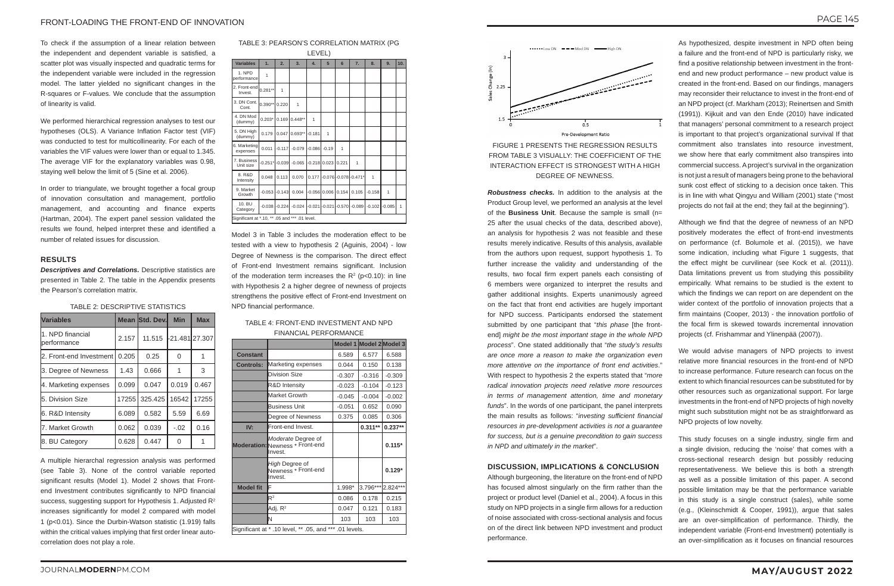To check if the assumption of a linear relation between the independent and dependent variable is satisfied, a scatter plot was visually inspected and quadratic terms for the independent variable were included in the regression model. The latter yielded no significant changes in the R-squares or F-values. We conclude that the assumption of linearity is valid.

We performed hierarchical regression analyses to test our hypotheses (OLS). A Variance Inflation Factor test (VIF) was conducted to test for multicollinearity. For each of the variables the VIF values were lower than or equal to 1.345. The average VIF for the explanatory variables was 0.98, staying well below the limit of 5 (Sine et al. 2006).

In order to triangulate, we brought together a focal group of innovation consultation and management, portfolio management, and accounting and finance experts (Hartman, 2004). The expert panel session validated the results we found, helped interpret these and identified a number of related issues for discussion.

## RESULTS

***Descriptives and Correlations.*** Descriptive statistics are presented in Table 2. The table in the Appendix presents the Pearson's correlation matrix.

TABLE 2: DESCRIPTIVE STATISTICS

| Variables | Mean | Std. Dev. | Min | Max |
|---|---|---|---|---|
| 1. NPD financial performance | 2.157 | 11.515 | -21.481 | 27.307 |
| 2. Front-end Investment | 0.205 | 0.25 | 0 | 1 |
| 3. Degree of Newness | 1.43 | 0.666 | 1 | 3 |
| 4. Marketing expenses | 0.099 | 0.047 | 0.019 | 0.467 |
| 5. Division Size | 17255 | 325.425 | 16542 | 17255 |
| 6. R&D Intensity | 6.089 | 0.582 | 5.59 | 6.69 |
| 7. Market Growth | 0.062 | 0.039 | -.02 | 0.16 |
| 8. BU Category | 0.628 | 0.447 | 0 | 1 |

A multiple hierarchical regression analysis was performed (see Table 3). None of the control variable reported significant results (Model 1). Model 2 shows that Front-end Investment contributes significantly to NPD financial success, suggesting support for Hypothesis 1. Adjusted $R^2$ increases significantly for model 2 compared with model 1 ($p<0.01$). Since the Durbin-Watson statistic (1.919) falls within the critical values implying that first order linear auto-correlation does not play a role.

TABLE 3: PEARSON'S CORRELATION MATRIX (PG LEVEL)

| Variables | 1. | 2. | 3. | 4. | 5 | 6 | 7. | 8. | 9. | 10. |
|---|---|---|---|---|---|---|---|---|---|---|
| 1. NPD performance | 1 | | | | | | | | | |
| 2. Front-end Invest. | 0.281** | 1 | | | | | | | | |
| 3. DN Cont. Cont. | 0.390** | 0.220 | 1 | | | | | | | |
| 4. DN Mod (dummy) | 0.203* | 0.169 | 0.448** | 1 | | | | | | |
| 5. DN High (dummy) | 0.179 | 0.047 | 0.693** | -0.181 | 1 | | | | | |
| 6. Marketing expenses | 0.011 | -0.117 | -0.079 | -0.086 | -0.19 | 1 | | | | |
| 7. Business Unit size | -0.251* | -0.039 | -0.065 | -0.218 | 0.023 | 0.221 | 1 | | | |
| 8. R&D Intensity | 0.048 | 0.113 | 0.070 | 0.177 | -0.076 | -0.078 | -0.471* | 1 | | |
| 9. Market Growth | -0.053 | -0.143 | 0.004 | -0.056 | 0.006 | 0.154 | 0.105 | -0.158 | 1 | |
| 10. BU Category | -0.038 | -0.224 | -0.024 | -0.021 | -0.021 | -0.570 | -0.089 | -0.102 | -0.085 | 1 |

Significant at *.10, ** .05 and *** .01 level.

Model 3 in Table 3 includes the moderation effect to be tested with a view to hypothesis 2 (Aguinis, 2004) - low Degree of Newness is the comparison. The direct effect of Front-end Investment remains significant. Inclusion of the moderation term increases the $R^2$ ($p<0.10$): in line with Hypothesis 2 a higher degree of newness of projects strengthens the positive effect of Front-end Investment on NPD financial performance.

TABLE 4: FRONT-END INVESTMENT AND NPD FINANCIAL PERFORMANCE

| | | Model 1 | Model 2 | Model 3 |
|---|---|---|---|---|
| **Constant** | | 6.589 | 6.577 | 6.588 |
| **Controls:** | Marketing expenses | 0.044 | 0.150 | 0.138 |
| | Division Size | -0.307 | -0.316 | -0.309 |
| | R&D Intensity | -0.023 | -0.104 | -0.123 |
| | Market Growth | -0.045 | -0.004 | -0.002 |
| | Business Unit | -0.051 | 0.652 | 0.090 |
| | Degree of Newness | 0.375 | 0.085 | 0.306 |
| **IV:** | Front-end Invest. | | **0.311**** | **0.237**** |
| **Moderation:** | *Moderate* Degree of Newness * Front-end Invest. | | | **0.115*** |
| | *High* Degree of Newness * Front-end Invest. | | | **0.129*** |
| **Model fit** | F | 1.998* | 3.796*** | 2.824*** |
| | $R^2$ | 0.086 | 0.178 | 0.215 |
| | Adj. $R^2$ | 0.047 | 0.121 | 0.183 |
| | N | 103 | 103 | 103 |

Significant at * .10 level, ** .05, and *** .01 levels.

FIGURE 1 PRESENTS THE REGRESSION RESULTS FROM TABLE 3 VISUALLY: THE COEFFICIENT OF THE INTERACTION EFFECT IS STRONGEST WITH A HIGH DEGREE OF NEWNESS.

***Robustness checks.*** In addition to the analysis at the Product Group level, we performed an analysis at the level of the **Business Unit**. Because the sample is small (n= 25 after the usual checks of the data, described above), an analysis for hypothesis 2 was not feasible and these results merely indicative. Results of this analysis, available from the authors upon request, support hypothesis 1. To further increase the validity and understanding of the results, two focal firm expert panels each consisting of 6 members were organized to interpret the results and gather additional insights. Experts unanimously agreed on the fact that front end activities are hugely important for NPD success. Participants endorsed the statement submitted by one participant that "*this phase* [the front-end] *might be the most important stage in the whole NPD process*". One stated additionally that "*the study's results are once more a reason to make the organization even more attentive on the importance of front end activities*." With respect to hypothesis 2 the experts stated that "*more radical innovation projects need relative more resources in terms of management attention, time and monetary funds*". In the words of one participant, the panel interprets the main results as follows: "*investing sufficient financial resources in pre-development activities is not a guarantee for success, but is a genuine precondition to gain success in NPD and ultimately in the market*".

## DISCUSSION, IMPLICATIONS & CONCLUSION

Although burgeoning, the literature on the front-end of NPD has focused almost singularly on the firm rather than the project or product level (Daniel et al., 2004). A focus in this study on NPD projects in a single firm allows for a reduction of noise associated with cross-sectional analysis and focus on of the direct link between NPD investment and product performance.

As hypothesized, despite investment in NPD often being a failure and the front-end of NPD is particularly risky, we find a positive relationship between investment in the front-end and new product performance – new product value is created in the front-end. Based on our findings, managers may reconsider their reluctance to invest in the front-end of an NPD project (cf. Markham (2013); Reinertsen and Smith (1991)). Kijkuit and van den Ende (2010) have indicated that managers' personal commitment to a research project is important to that project's organizational survival If that commitment also translates into resource investment, we show here that early commitment also transpires into commercial success. A project's survival in the organization is not just a result of managers being prone to the behavioral sunk cost effect of sticking to a decision once taken. This is in line with what Qingyu and William (2001) state ("most projects do not fail at the end; they fail at the beginning").

Although we find that the degree of newness of an NPD positively moderates the effect of front-end investments on performance (cf. Bolumole et al. (2015)), we have some indication, including what Figure 1 suggests, that the effect might be curvilinear (see Kock et al. (2011)). Data limitations prevent us from studying this possibility empirically. What remains to be studied is the extent to which the findings we can report on are dependent on the wider context of the portfolio of innovation projects that a firm maintains (Cooper, 2013) - the innovation portfolio of the focal firm is skewed towards incremental innovation projects (cf. Frishammar and Ylinenpää (2007)).

We would advise managers of NPD projects to invest relative more financial resources in the front-end of NPD to increase performance. Future research can focus on the extent to which financial resources can be substituted for by other resources such as organizational support. For large investments in the front-end of NPD projects of high novelty might such substitution might not be as straightforward as NPD projects of low novelty.

This study focuses on a single industry, single firm and a single division, reducing the 'noise' that comes with a cross-sectional research design but possibly reducing representativeness. We believe this is both a strength as well as a possible limitation of this paper. A second possible limitation may be that the performance variable in this study is a single construct (sales), while some (e.g., (Kleinschmidt & Cooper, 1991)), argue that sales are an over-simplification of performance. Thirdly, the independent variable (Front-end Investment) potentially is an over-simplification as it focuses on financial resources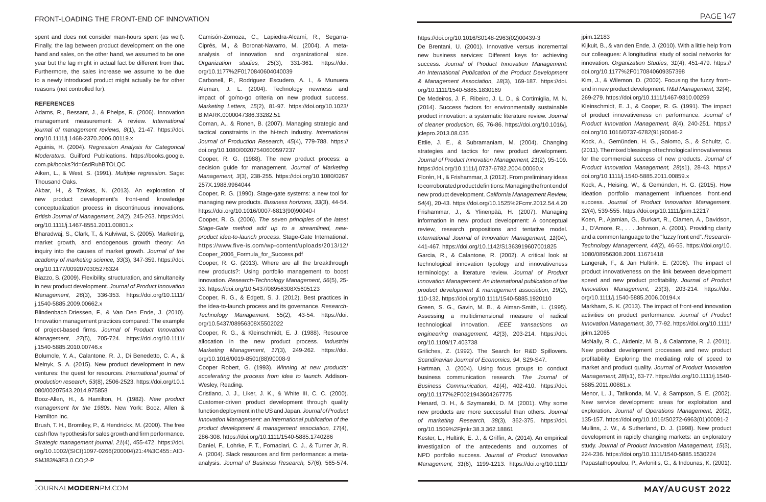spent and does not consider man-hours spent (as well). Finally, the lag between product development on the one hand and sales, on the other hand, we assumed to be one year but the lag might in actual fact be different from that. Furthermore, the sales increase we assume to be due to a newly introduced product might actually be for other reasons (not controlled for).

## REFERENCES

Adams, R., Bessant, J., & Phelps, R. (2006). Innovation management measurement: A review. *International journal of management reviews, 8*(1), 21-47. https://doi.org/10.1111/j.1468-2370.2006.00119.x

Aguinis, H. (2004). *Regression Analysis for Categorical Moderators*. Guilford Publications. https://books.google.com.pk/books?id=6sdRuhBTOLQC

Aiken, L., & West, S. (1991). *Multiple regression*. Sage: Thousand Oaks.

Akbar, H., & Tzokas, N. (2013). An exploration of new product development's front-end knowledge conceptualization process in discontinuous innovations. *British Journal of Management, 24*(2), 245-263. https://doi.org/10.1111/j.1467-8551.2011.00801.x

Bharadwaj, S., Clark, T., & Kulviwat, S. (2005). Marketing, market growth, and endogenous growth theory: An inquiry into the causes of market growth. *Journal of the academy of marketing science, 33*(3), 347-359. https://doi.org/10.1177/0092070305276324

Biazzo, S. (2009). Flexibility, structuration, and simultaneity in new product development. *Journal of Product Innovation Management, 26*(3), 336-353. https://doi.org/10.1111/j.1540-5885.2009.00662.x

Blindenbach-Driessen, F., & Van Den Ende, J. (2010). Innovation management practices compared: The example of project-based firms. *Journal of Product Innovation Management, 27*(5), 705-724. https://doi.org/10.1111/j.1540-5885.2010.00746.x

Bolumole, Y. A., Calantone, R. J., Di Benedetto, C. A., & Melnyk, S. A. (2015). New product development in new ventures: the quest for resources. *International journal of production research, 53*(8), 2506-2523. https://doi.org/10.1080/00207543.2014.975858

Booz-Allen, H., & Hamilton, H. (1982). *New product management for the 1980s*. New York: Booz, Allen & Hamilton Inc.

Brush, T. H., Bromiley, P., & Hendrickx, M. (2000). The free cash flow hypothesis for sales growth and firm performance. *Strategic management journal, 21*(4), 455-472. https://doi.org/10.1002/(SICI)1097-0266(200004)21:4%3C455::AID-SMJ83%3E3.0.CO;2-P

Camisón-Zornoza, C., Lapiedra-Alcamí, R., Segarra-Ciprés, M., & Boronat-Navarro, M. (2004). A meta-analysis of innovation and organizational size. *Organization studies, 25*(3), 331-361. https://doi.org/10.1177%2F0170840604040039

Carbonell, P., Rodriguez Escudero, A. I., & Munuera Aleman, J. L. (2004). Technology newness and impact of go/no-go criteria on new product success. *Marketing Letters, 15*(2), 81-97. https://doi.org/10.1023/B:MARK.0000047386.33282.51

Coman, A., & Ronen, B. (2007). Managing strategic and tactical constraints in the hi-tech industry. *International Journal of Production Research, 45*(4), 779-788. https://doi.org/10.1080/00207540600597237

Cooper, R. G. (1988). The new product process: a decision guide for management. *Journal of Marketing Management, 3*(3), 238-255. https://doi.org/10.1080/0267257X.1988.9964044

Cooper, R. G. (1990). Stage-gate systems: a new tool for managing new products. *Business horizons, 33*(3), 44-54. https://doi.org/10.1016/0007-6813(90)90040-I

Cooper, R. G. (2006). *The seven principles of the latest Stage-Gate method add up to a streamlined, new-product idea-to-launch process*. Stage-Gate International. https://www.five-is.com/wp-content/uploads/2013/12/Cooper_2006_Formula_for_Success.pdf

Cooper, R. G. (2013). Where are all the breakthrough new products?: Using portfolio management to boost innovation. *Research-Technology Management, 56*(5), 25-33. https://doi.org/10.5437/08956308X5605123

Cooper, R. G., & Edgett, S. J. (2012). Best practices in the idea-to-launch process and its governance. *Research-Technology Management, 55*(2), 43-54. https://doi.org/10.5437/08956308X5502022

Cooper, R. G., & Kleinschmidt, E. J. (1988). Resource allocation in the new product process. *Industrial Marketing Management, 17*(3), 249-262. https://doi.org/10.1016/0019-8501(88)90008-9

Cooper Robert, G. (1993). *Winning at new products: accelerating the process from idea to launch*. Addison-Wesley, Reading.

Cristiano, J. J., Liker, J. K., & White III, C. C. (2000). Customer-driven product development through quality function deployment in the US and Japan. *Journal of Product Innovation Management: an international publication of the product development & management association, 17*(4), 286-308. https://doi.org/10.1111/1540-5885.1740286

Daniel, F., Lohrke, F. T., Fornaciari, C. J., & Turner Jr, R. A. (2004). Slack resources and firm performance: a meta-analysis. *Journal of Business Research, 57*(6), 565-574. https://doi.org/10.1016/S0148-2963(02)00439-3

De Brentani, U. (2001). Innovative versus incremental new business services: Different keys for achieving success. *Journal of Product Innovation Management: An International Publication of the Product Development & Management Association, 18*(3), 169-187. https://doi.org/10.1111/1540-5885.1830169

De Medeiros, J. F., Ribeiro, J. L. D., & Cortimiglia, M. N. (2014). Success factors for environmentally sustainable product innovation: a systematic literature review. *Journal of cleaner production, 65*, 76-86. https://doi.org/10.1016/j.jclepro.2013.08.035

Ettlie, J. E., & Subramaniam, M. (2004). Changing strategies and tactics for new product development. *Journal of Product Innovation Management, 21*(2), 95-109. https://doi.org/10.1111/j.0737-6782.2004.00060.x

Florén, H., & Frishammar, J. (2012). From preliminary ideas to corroborated product definitions: Managing the front end of new product development. *California Management Review, 54*(4), 20-43. https://doi.org/10.1525%2Fcmr.2012.54.4.20

Frishammar, J., & Ylinenpää, H. (2007). Managing information in new product development: A conceptual review, research propositions and tentative model. *International Journal of Innovation Management, 11*(04), 441-467. https://doi.org/10.1142/S1363919607001825

Garcia, R., & Calantone, R. (2002). A critical look at technological innovation typology and innovativeness terminology: a literature review. *Journal of Product Innovation Management: An international publication of the product development & management association, 19*(2), 110-132. https://doi.org/10.1111/1540-5885.1920110

Green, S. G., Gavin, M. B., & Aiman-Smith, L. (1995). Assessing a multidimensional measure of radical technological innovation. *IEEE transactions on engineering management, 42*(3), 203-214. https://doi.org/10.1109/17.403738

Griliches, Z. (1992). The Search for R&D Spillovers. *Scandinavian Journal of Economics, 94*, S29-S47.

Hartman, J. (2004). Using focus groups to conduct business communication research. *The Journal of Business Communication, 41*(4), 402-410. https://doi.org/10.1177%2F0021943604267775

Henard, D. H., & Szymanski, D. M. (2001). Why some new products are more successful than others. *Journal of marketing Research, 38*(3), 362-375. https://doi.org/10.1509%2Fjmkr.38.3.362.18861

Kester, L., Hultink, E. J., & Griffin, A. (2014). An empirical investigation of the antecedents and outcomes of NPD portfolio success. *Journal of Product Innovation Management, 31*(6), 1199-1213. https://doi.org/10.1111/jpim.12183

Kijkuit, B., & van den Ende, J. (2010). With a little help from our colleagues: A longitudinal study of social networks for innovation. *Organization Studies, 31*(4), 451-479. https://doi.org/10.1177%2F0170840609357398

Kim, J., & Wilemon, D. (2002). Focusing the fuzzy front–end in new product development. *R&d Management, 32*(4), 269-279. https://doi.org/10.1111/1467-9310.00259

Kleinschmidt, E. J., & Cooper, R. G. (1991). The impact of product innovativeness on performance. *Journal of Product Innovation Management, 8*(4), 240-251. https://doi.org/10.1016/0737-6782(91)90046-2

Kock, A., Gemünden, H. G., Salomo, S., & Schultz, C. (2011). The mixed blessings of technological innovativeness for the commercial success of new products. *Journal of Product Innovation Management, 28*(s1), 28-43. https://doi.org/10.1111/j.1540-5885.2011.00859.x

Kock, A., Heising, W., & Gemünden, H. G. (2015). How ideation portfolio management influences front-end success. *Journal of Product Innovation Management, 32*(4), 539-555. https://doi.org/10.1111/jpim.12217

Koen, P., Ajamian, G., Burkart, R., Clamen, A., Davidson, J., D'Amore, R., . . . Johnson, A. (2001). Providing clarity and a common language to the "fuzzy front end". *Research-Technology Management, 44*(2), 46-55. https://doi.org/10.1080/08956308.2001.11671418

Langerak, F., & Jan Hultink, E. (2006). The impact of product innovativeness on the link between development speed and new product profitability. *Journal of Product Innovation Management, 23*(3), 203-214. https://doi.org/10.1111/j.1540-5885.2006.00194.x

Markham, S. K. (2013). The impact of front-end innovation activities on product performance. *Journal of Product Innovation Management, 30*, 77-92. https://doi.org/10.1111/jpim.12065

McNally, R. C., Akdeniz, M. B., & Calantone, R. J. (2011). New product development processes and new product profitability: Exploring the mediating role of speed to market and product quality. *Journal of Product Innovation Management, 28*(s1), 63-77. https://doi.org/10.1111/j.1540-5885.2011.00861.x

Menor, L. J., Tatikonda, M. V., & Sampson, S. E. (2002). New service development: areas for exploitation and exploration. *Journal of Operations Management, 20*(2), 135-157. https://doi.org/10.1016/S0272-6963(01)00091-2

Mullins, J. W., & Sutherland, D. J. (1998). New product development in rapidly changing markets: an exploratory study. *Journal of Product Innovation Management, 15*(3), 224-236. https://doi.org/10.1111/1540-5885.1530224

Papastathopoulou, P., Avlonitis, G., & Indounas, K. (2001).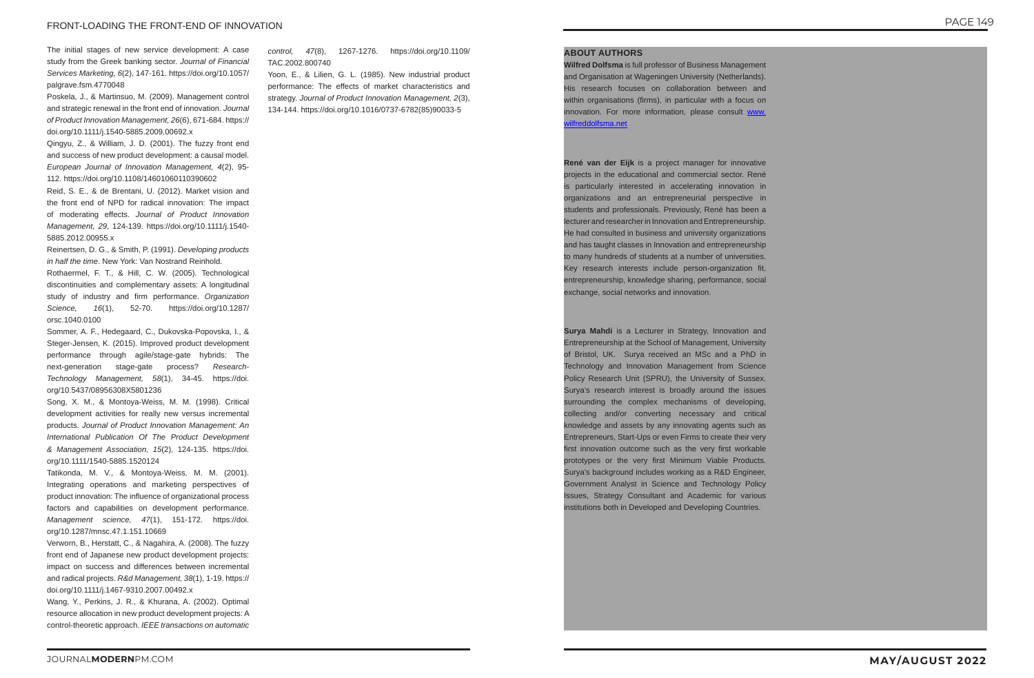The initial stages of new service development: A case study from the Greek banking sector. *Journal of Financial Services Marketing, 6*(2), 147-161. https://doi.org/10.1057/palgrave.fsm.4770048

Poskela, J., & Martinsuo, M. (2009). Management control and strategic renewal in the front end of innovation. *Journal of Product Innovation Management, 26*(6), 671-684. https://doi.org/10.1111/j.1540-5885.2009.00692.x

Qingyu, Z., & William, J. D. (2001). The fuzzy front end and success of new product development: a causal model. *European Journal of Innovation Management, 4*(2), 95-112. https://doi.org/10.1108/14601060110390602

Reid, S. E., & de Brentani, U. (2012). Market vision and the front end of NPD for radical innovation: The impact of moderating effects. *Journal of Product Innovation Management, 29*, 124-139. https://doi.org/10.1111/j.1540-5885.2012.00955.x

Reinertsen, D. G., & Smith, P. (1991). *Developing products in half the time*. New York: Van Nostrand Reinhold.

Rothaermel, F. T., & Hill, C. W. (2005). Technological discontinuities and complementary assets: A longitudinal study of industry and firm performance. *Organization Science, 16*(1), 52-70. https://doi.org/10.1287/orsc.1040.0100

Sommer, A. F., Hedegaard, C., Dukovska-Popovska, I., & Steger-Jensen, K. (2015). Improved product development performance through agile/stage-gate hybrids: The next-generation stage-gate process? *Research-Technology Management, 58*(1), 34-45. https://doi.org/10.5437/08956308X5801236

Song, X. M., & Montoya-Weiss, M. M. (1998). Critical development activities for really new versus incremental products. *Journal of Product Innovation Management: An International Publication Of The Product Development & Management Association, 15*(2), 124-135. https://doi.org/10.1111/1540-5885.1520124

Tatikonda, M. V., & Montoya-Weiss, M. M. (2001). Integrating operations and marketing perspectives of product innovation: The influence of organizational process factors and capabilities on development performance. *Management science, 47*(1), 151-172. https://doi.org/10.1287/mnsc.47.1.151.10669

Verworn, B., Herstatt, C., & Nagahira, A. (2008). The fuzzy front end of Japanese new product development projects: impact on success and differences between incremental and radical projects. *R&d Management, 38*(1), 1-19. https://doi.org/10.1111/j.1467-9310.2007.00492.x

Wang, Y., Perkins, J. R., & Khurana, A. (2002). Optimal resource allocation in new product development projects: A control-theoretic approach. *IEEE transactions on automatic control, 47*(8), 1267-1276. https://doi.org/10.1109/TAC.2002.800740

Yoon, E., & Lilien, G. L. (1985). New industrial product performance: The effects of market characteristics and strategy. *Journal of Product Innovation Management, 2*(3), 134-144. https://doi.org/10.1016/0737-6782(85)90033-5

## ABOUT AUTHORS

**Wilfred Dolfsma** is full professor of Business Management and Organisation at Wageningen University (Netherlands). His research focuses on collaboration between and within organisations (firms), in particular with a focus on innovation. For more information, please consult www.wilfreddolfsma.net

**René van der Eijk** is a project manager for innovative projects in the educational and commercial sector. René is particularly interested in accelerating innovation in organizations and an entrepreneurial perspective in students and professionals. Previously, René has been a lecturer and researcher in Innovation and Entrepreneurship. He had consulted in business and university organizations and has taught classes in Innovation and entrepreneurship to many hundreds of students at a number of universities. Key research interests include person-organization fit, entrepreneurship, knowledge sharing, performance, social exchange, social networks and innovation.

**Surya Mahdi** is a Lecturer in Strategy, Innovation and Entrepreneurship at the School of Management, University of Bristol, UK. Surya received an MSc and a PhD in Technology and Innovation Management from Science Policy Research Unit (SPRU), the University of Sussex. Surya's research interest is broadly around the issues surrounding the complex mechanisms of developing, collecting and/or converting necessary and critical knowledge and assets by any innovating agents such as Entrepreneurs, Start-Ups or even Firms to create their very first innovation outcome such as the very first workable prototypes or the very first Minimum Viable Products. Surya's background includes working as a R&D Engineer, Government Analyst in Science and Technology Policy Issues, Strategy Consultant and Academic for various institutions both in Developed and Developing Countries.